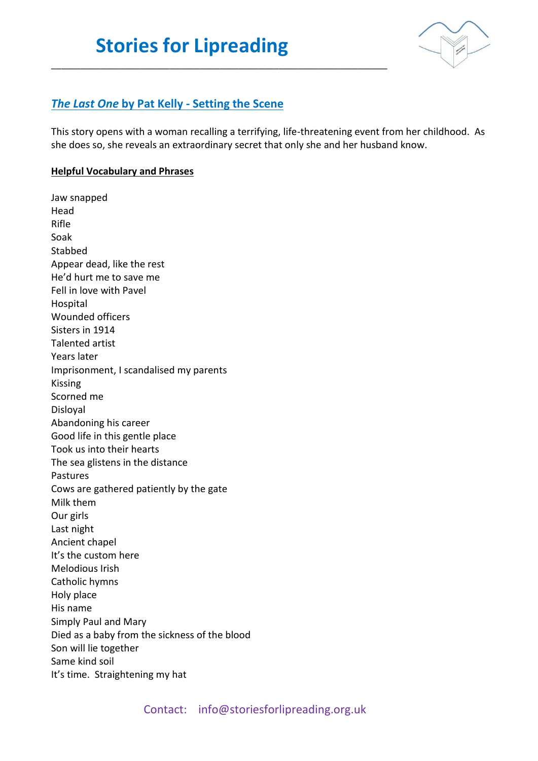# Stories for Lipreading

## *The Last One* by Pat Kelly - Setting the Scene

This story opens with a woman recalling a terrifying, life-threatening event from her childhood. As she does so, she reveals an extraordinary secret that only she and her husband know.

**Helpful Vocabulary and Phrases**

Jaw snapped
Head
Rifle
Soak
Stabbed
Appear dead, like the rest
He'd hurt me to save me
Fell in love with Pavel
Hospital
Wounded officers
Sisters in 1914
Talented artist
Years later
Imprisonment, I scandalised my parents
Kissing
Scorned me
Disloyal
Abandoning his career
Good life in this gentle place
Took us into their hearts
The sea glistens in the distance
Pastures
Cows are gathered patiently by the gate
Milk them
Our girls
Last night
Ancient chapel
It's the custom here
Melodious Irish
Catholic hymns
Holy place
His name
Simply Paul and Mary
Died as a baby from the sickness of the blood
Son will lie together
Same kind soil
It's time. Straightening my hat

Contact: info@storiesforlipreading.org.uk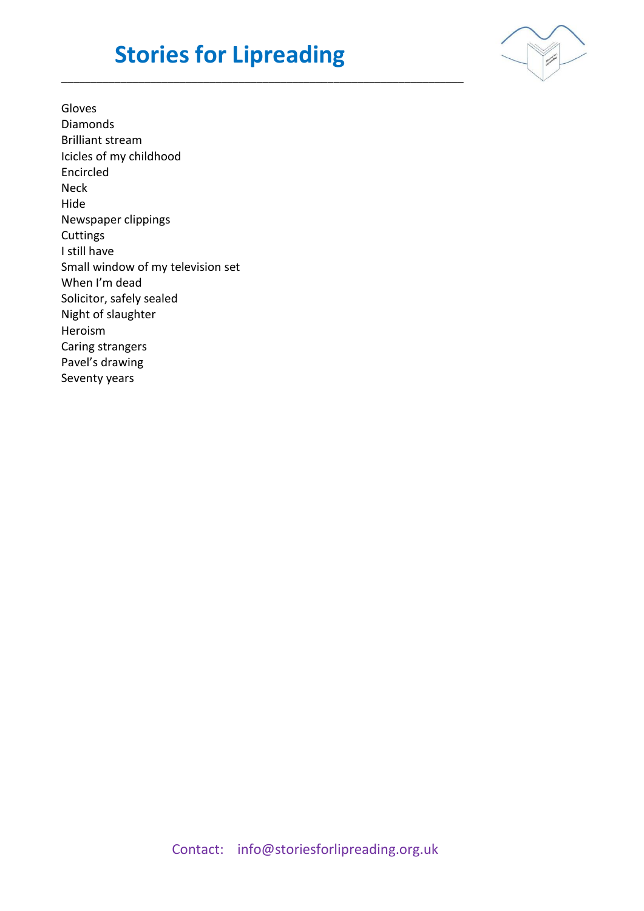Gloves
Diamonds
Brilliant stream
Icicles of my childhood
Encircled
Neck
Hide
Newspaper clippings
Cuttings
I still have
Small window of my television set
When I'm dead
Solicitor, safely sealed
Night of slaughter
Heroism
Caring strangers
Pavel's drawing
Seventy years